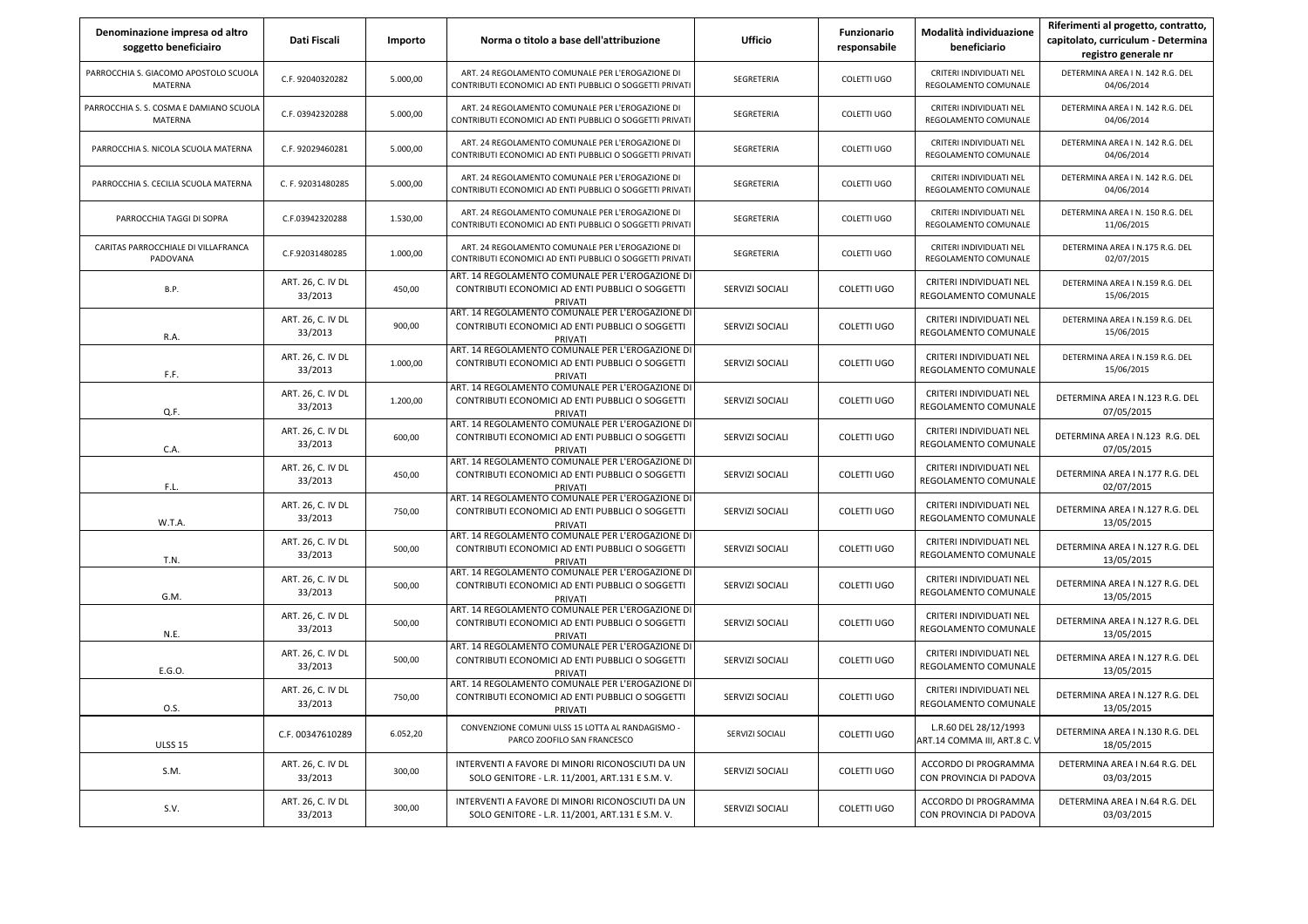| Denominazione impresa od altro soggetto beneficiairo | Dati Fiscali | Importo | Norma o titolo a base dell'attribuzione | Ufficio | Funzionario responsabile | Modalità individuazione beneficiario | Riferimenti al progetto, contratto, capitolato, curriculum - Determina registro generale nr |
|---|---|---|---|---|---|---|---|
| PARROCCHIA S. GIACOMO APOSTOLO SCUOLA MATERNA | C.F. 92040320282 | 5.000,00 | ART. 24 REGOLAMENTO COMUNALE PER L'EROGAZIONE DI CONTRIBUTI ECONOMICI AD ENTI PUBBLICI O SOGGETTI PRIVATI | SEGRETERIA | COLETTI UGO | CRITERI INDIVIDUATI NEL REGOLAMENTO COMUNALE | DETERMINA AREA I N. 142 R.G. DEL 04/06/2014 |
| PARROCCHIA S. S. COSMA E DAMIANO SCUOLA MATERNA | C.F. 03942320288 | 5.000,00 | ART. 24 REGOLAMENTO COMUNALE PER L'EROGAZIONE DI CONTRIBUTI ECONOMICI AD ENTI PUBBLICI O SOGGETTI PRIVATI | SEGRETERIA | COLETTI UGO | CRITERI INDIVIDUATI NEL REGOLAMENTO COMUNALE | DETERMINA AREA I N. 142 R.G. DEL 04/06/2014 |
| PARROCCHIA S. NICOLA SCUOLA MATERNA | C.F. 92029460281 | 5.000,00 | ART. 24 REGOLAMENTO COMUNALE PER L'EROGAZIONE DI CONTRIBUTI ECONOMICI AD ENTI PUBBLICI O SOGGETTI PRIVATI | SEGRETERIA | COLETTI UGO | CRITERI INDIVIDUATI NEL REGOLAMENTO COMUNALE | DETERMINA AREA I N. 142 R.G. DEL 04/06/2014 |
| PARROCCHIA S. CECILIA SCUOLA MATERNA | C. F. 92031480285 | 5.000,00 | ART. 24 REGOLAMENTO COMUNALE PER L'EROGAZIONE DI CONTRIBUTI ECONOMICI AD ENTI PUBBLICI O SOGGETTI PRIVATI | SEGRETERIA | COLETTI UGO | CRITERI INDIVIDUATI NEL REGOLAMENTO COMUNALE | DETERMINA AREA I N. 142 R.G. DEL 04/06/2014 |
| PARROCCHIA TAGGI DI SOPRA | C.F.03942320288 | 1.530,00 | ART. 24 REGOLAMENTO COMUNALE PER L'EROGAZIONE DI CONTRIBUTI ECONOMICI AD ENTI PUBBLICI O SOGGETTI PRIVATI | SEGRETERIA | COLETTI UGO | CRITERI INDIVIDUATI NEL REGOLAMENTO COMUNALE | DETERMINA AREA I N. 150 R.G. DEL 11/06/2015 |
| CARITAS PARROCCHIALE DI VILLAFRANCA PADOVANA | C.F.92031480285 | 1.000,00 | ART. 24 REGOLAMENTO COMUNALE PER L'EROGAZIONE DI CONTRIBUTI ECONOMICI AD ENTI PUBBLICI O SOGGETTI PRIVATI | SEGRETERIA | COLETTI UGO | CRITERI INDIVIDUATI NEL REGOLAMENTO COMUNALE | DETERMINA AREA I N.175 R.G. DEL 02/07/2015 |
| B.P. | ART. 26, C. IV DL 33/2013 | 450,00 | ART. 14 REGOLAMENTO COMUNALE PER L'EROGAZIONE DI CONTRIBUTI ECONOMICI AD ENTI PUBBLICI O SOGGETTI PRIVATI | SERVIZI SOCIALI | COLETTI UGO | CRITERI INDIVIDUATI NEL REGOLAMENTO COMUNALE | DETERMINA AREA I N.159 R.G. DEL 15/06/2015 |
| R.A. | ART. 26, C. IV DL 33/2013 | 900,00 | ART. 14 REGOLAMENTO COMUNALE PER L'EROGAZIONE DI CONTRIBUTI ECONOMICI AD ENTI PUBBLICI O SOGGETTI PRIVATI | SERVIZI SOCIALI | COLETTI UGO | CRITERI INDIVIDUATI NEL REGOLAMENTO COMUNALE | DETERMINA AREA I N.159 R.G. DEL 15/06/2015 |
| F.F. | ART. 26, C. IV DL 33/2013 | 1.000,00 | ART. 14 REGOLAMENTO COMUNALE PER L'EROGAZIONE DI CONTRIBUTI ECONOMICI AD ENTI PUBBLICI O SOGGETTI PRIVATI | SERVIZI SOCIALI | COLETTI UGO | CRITERI INDIVIDUATI NEL REGOLAMENTO COMUNALE | DETERMINA AREA I N.159 R.G. DEL 15/06/2015 |
| Q.F. | ART. 26, C. IV DL 33/2013 | 1.200,00 | ART. 14 REGOLAMENTO COMUNALE PER L'EROGAZIONE DI CONTRIBUTI ECONOMICI AD ENTI PUBBLICI O SOGGETTI PRIVATI | SERVIZI SOCIALI | COLETTI UGO | CRITERI INDIVIDUATI NEL REGOLAMENTO COMUNALE | DETERMINA AREA I N.123 R.G. DEL 07/05/2015 |
| C.A. | ART. 26, C. IV DL 33/2013 | 600,00 | ART. 14 REGOLAMENTO COMUNALE PER L'EROGAZIONE DI CONTRIBUTI ECONOMICI AD ENTI PUBBLICI O SOGGETTI PRIVATI | SERVIZI SOCIALI | COLETTI UGO | CRITERI INDIVIDUATI NEL REGOLAMENTO COMUNALE | DETERMINA AREA I N.123 R.G. DEL 07/05/2015 |
| F.L. | ART. 26, C. IV DL 33/2013 | 450,00 | ART. 14 REGOLAMENTO COMUNALE PER L'EROGAZIONE DI CONTRIBUTI ECONOMICI AD ENTI PUBBLICI O SOGGETTI PRIVATI | SERVIZI SOCIALI | COLETTI UGO | CRITERI INDIVIDUATI NEL REGOLAMENTO COMUNALE | DETERMINA AREA I N.177 R.G. DEL 02/07/2015 |
| W.T.A. | ART. 26, C. IV DL 33/2013 | 750,00 | ART. 14 REGOLAMENTO COMUNALE PER L'EROGAZIONE DI CONTRIBUTI ECONOMICI AD ENTI PUBBLICI O SOGGETTI PRIVATI | SERVIZI SOCIALI | COLETTI UGO | CRITERI INDIVIDUATI NEL REGOLAMENTO COMUNALE | DETERMINA AREA I N.127 R.G. DEL 13/05/2015 |
| T.N. | ART. 26, C. IV DL 33/2013 | 500,00 | ART. 14 REGOLAMENTO COMUNALE PER L'EROGAZIONE DI CONTRIBUTI ECONOMICI AD ENTI PUBBLICI O SOGGETTI PRIVATI | SERVIZI SOCIALI | COLETTI UGO | CRITERI INDIVIDUATI NEL REGOLAMENTO COMUNALE | DETERMINA AREA I N.127 R.G. DEL 13/05/2015 |
| G.M. | ART. 26, C. IV DL 33/2013 | 500,00 | ART. 14 REGOLAMENTO COMUNALE PER L'EROGAZIONE DI CONTRIBUTI ECONOMICI AD ENTI PUBBLICI O SOGGETTI PRIVATI | SERVIZI SOCIALI | COLETTI UGO | CRITERI INDIVIDUATI NEL REGOLAMENTO COMUNALE | DETERMINA AREA I N.127 R.G. DEL 13/05/2015 |
| N.E. | ART. 26, C. IV DL 33/2013 | 500,00 | ART. 14 REGOLAMENTO COMUNALE PER L'EROGAZIONE DI CONTRIBUTI ECONOMICI AD ENTI PUBBLICI O SOGGETTI PRIVATI | SERVIZI SOCIALI | COLETTI UGO | CRITERI INDIVIDUATI NEL REGOLAMENTO COMUNALE | DETERMINA AREA I N.127 R.G. DEL 13/05/2015 |
| E.G.O. | ART. 26, C. IV DL 33/2013 | 500,00 | ART. 14 REGOLAMENTO COMUNALE PER L'EROGAZIONE DI CONTRIBUTI ECONOMICI AD ENTI PUBBLICI O SOGGETTI PRIVATI | SERVIZI SOCIALI | COLETTI UGO | CRITERI INDIVIDUATI NEL REGOLAMENTO COMUNALE | DETERMINA AREA I N.127 R.G. DEL 13/05/2015 |
| O.S. | ART. 26, C. IV DL 33/2013 | 750,00 | ART. 14 REGOLAMENTO COMUNALE PER L'EROGAZIONE DI CONTRIBUTI ECONOMICI AD ENTI PUBBLICI O SOGGETTI PRIVATI | SERVIZI SOCIALI | COLETTI UGO | CRITERI INDIVIDUATI NEL REGOLAMENTO COMUNALE | DETERMINA AREA I N.127 R.G. DEL 13/05/2015 |
| ULSS 15 | C.F. 00347610289 | 6.052,20 | CONVENZIONE COMUNI ULSS 15 LOTTA AL RANDAGISMO - PARCO ZOOFILO SAN FRANCESCO | SERVIZI SOCIALI | COLETTI UGO | L.R.60 DEL 28/12/1993 ART.14 COMMA III, ART.8 C. V | DETERMINA AREA I N.130 R.G. DEL 18/05/2015 |
| S.M. | ART. 26, C. IV DL 33/2013 | 300,00 | INTERVENTI A FAVORE DI MINORI RICONOSCIUTI DA UN SOLO GENITORE - L.R. 11/2001, ART.131 E S.M. V. | SERVIZI SOCIALI | COLETTI UGO | ACCORDO DI PROGRAMMA CON PROVINCIA DI PADOVA | DETERMINA AREA I N.64 R.G. DEL 03/03/2015 |
| S.V. | ART. 26, C. IV DL 33/2013 | 300,00 | INTERVENTI A FAVORE DI MINORI RICONOSCIUTI DA UN SOLO GENITORE - L.R. 11/2001, ART.131 E S.M. V. | SERVIZI SOCIALI | COLETTI UGO | ACCORDO DI PROGRAMMA CON PROVINCIA DI PADOVA | DETERMINA AREA I N.64 R.G. DEL 03/03/2015 |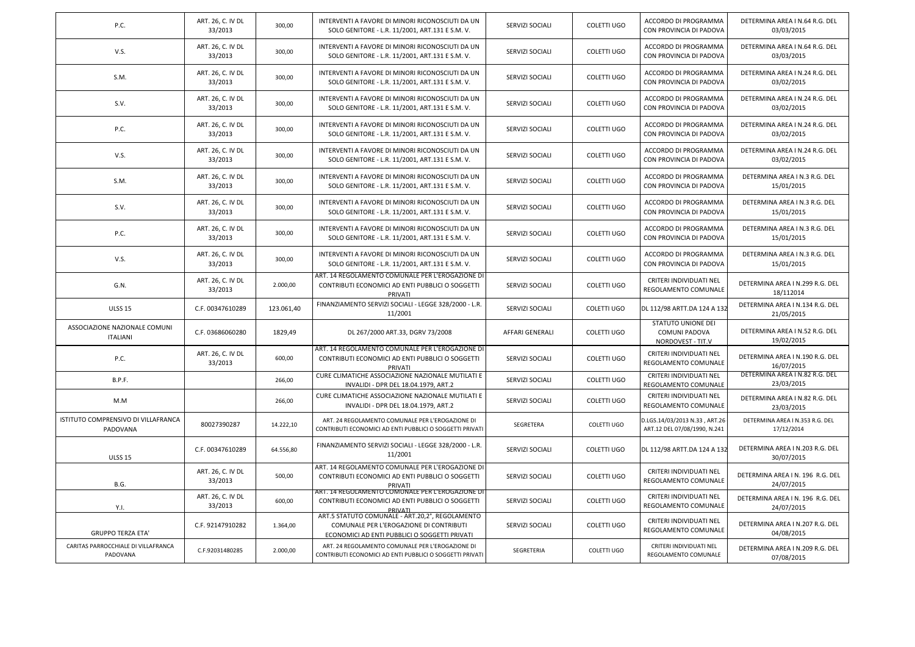| | | | | | | | |
|---|---|---|---|---|---|---|---|
| P.C. | ART. 26, C. IV DL 33/2013 | 300,00 | INTERVENTI A FAVORE DI MINORI RICONOSCIUTI DA UN SOLO GENITORE - L.R. 11/2001, ART.131 E S.M. V. | SERVIZI SOCIALI | COLETTI UGO | ACCORDO DI PROGRAMMA CON PROVINCIA DI PADOVA | DETERMINA AREA I N.64 R.G. DEL 03/03/2015 |
| V.S. | ART. 26, C. IV DL 33/2013 | 300,00 | INTERVENTI A FAVORE DI MINORI RICONOSCIUTI DA UN SOLO GENITORE - L.R. 11/2001, ART.131 E S.M. V. | SERVIZI SOCIALI | COLETTI UGO | ACCORDO DI PROGRAMMA CON PROVINCIA DI PADOVA | DETERMINA AREA I N.64 R.G. DEL 03/03/2015 |
| S.M. | ART. 26, C. IV DL 33/2013 | 300,00 | INTERVENTI A FAVORE DI MINORI RICONOSCIUTI DA UN SOLO GENITORE - L.R. 11/2001, ART.131 E S.M. V. | SERVIZI SOCIALI | COLETTI UGO | ACCORDO DI PROGRAMMA CON PROVINCIA DI PADOVA | DETERMINA AREA I N.24 R.G. DEL 03/02/2015 |
| S.V. | ART. 26, C. IV DL 33/2013 | 300,00 | INTERVENTI A FAVORE DI MINORI RICONOSCIUTI DA UN SOLO GENITORE - L.R. 11/2001, ART.131 E S.M. V. | SERVIZI SOCIALI | COLETTI UGO | ACCORDO DI PROGRAMMA CON PROVINCIA DI PADOVA | DETERMINA AREA I N.24 R.G. DEL 03/02/2015 |
| P.C. | ART. 26, C. IV DL 33/2013 | 300,00 | INTERVENTI A FAVORE DI MINORI RICONOSCIUTI DA UN SOLO GENITORE - L.R. 11/2001, ART.131 E S.M. V. | SERVIZI SOCIALI | COLETTI UGO | ACCORDO DI PROGRAMMA CON PROVINCIA DI PADOVA | DETERMINA AREA I N.24 R.G. DEL 03/02/2015 |
| V.S. | ART. 26, C. IV DL 33/2013 | 300,00 | INTERVENTI A FAVORE DI MINORI RICONOSCIUTI DA UN SOLO GENITORE - L.R. 11/2001, ART.131 E S.M. V. | SERVIZI SOCIALI | COLETTI UGO | ACCORDO DI PROGRAMMA CON PROVINCIA DI PADOVA | DETERMINA AREA I N.24 R.G. DEL 03/02/2015 |
| S.M. | ART. 26, C. IV DL 33/2013 | 300,00 | INTERVENTI A FAVORE DI MINORI RICONOSCIUTI DA UN SOLO GENITORE - L.R. 11/2001, ART.131 E S.M. V. | SERVIZI SOCIALI | COLETTI UGO | ACCORDO DI PROGRAMMA CON PROVINCIA DI PADOVA | DETERMINA AREA I N.3 R.G. DEL 15/01/2015 |
| S.V. | ART. 26, C. IV DL 33/2013 | 300,00 | INTERVENTI A FAVORE DI MINORI RICONOSCIUTI DA UN SOLO GENITORE - L.R. 11/2001, ART.131 E S.M. V. | SERVIZI SOCIALI | COLETTI UGO | ACCORDO DI PROGRAMMA CON PROVINCIA DI PADOVA | DETERMINA AREA I N.3 R.G. DEL 15/01/2015 |
| P.C. | ART. 26, C. IV DL 33/2013 | 300,00 | INTERVENTI A FAVORE DI MINORI RICONOSCIUTI DA UN SOLO GENITORE - L.R. 11/2001, ART.131 E S.M. V. | SERVIZI SOCIALI | COLETTI UGO | ACCORDO DI PROGRAMMA CON PROVINCIA DI PADOVA | DETERMINA AREA I N.3 R.G. DEL 15/01/2015 |
| V.S. | ART. 26, C. IV DL 33/2013 | 300,00 | INTERVENTI A FAVORE DI MINORI RICONOSCIUTI DA UN SOLO GENITORE - L.R. 11/2001, ART.131 E S.M. V. | SERVIZI SOCIALI | COLETTI UGO | ACCORDO DI PROGRAMMA CON PROVINCIA DI PADOVA | DETERMINA AREA I N.3 R.G. DEL 15/01/2015 |
| G.N. | ART. 26, C. IV DL 33/2013 | 2.000,00 | ART. 14 REGOLAMENTO COMUNALE PER L'EROGAZIONE DI CONTRIBUTI ECONOMICI AD ENTI PUBBLICI O SOGGETTI PRIVATI | SERVIZI SOCIALI | COLETTI UGO | CRITERI INDIVIDUATI NEL REGOLAMENTO COMUNALE | DETERMINA AREA I N.299 R.G. DEL 18/112014 |
| ULSS 15 | C.F. 00347610289 | 123.061,40 | FINANZIAMENTO SERVIZI SOCIALI - LEGGE 328/2000 - L.R. 11/2001 | SERVIZI SOCIALI | COLETTI UGO | DL 112/98 ARTT.DA 124 A 132 | DETERMINA AREA I N.134 R.G. DEL 21/05/2015 |
| ASSOCIAZIONE NAZIONALE COMUNI ITALIANI | C.F. 03686060280 | 1829,49 | DL 267/2000 ART.33, DGRV 73/2008 | AFFARI GENERALI | COLETTI UGO | STATUTO UNIONE DEI COMUNI PADOVA NORDOVEST - TIT.V | DETERMINA AREA I N.52 R.G. DEL 19/02/2015 |
| P.C. | ART. 26, C. IV DL 33/2013 | 600,00 | ART. 14 REGOLAMENTO COMUNALE PER L'EROGAZIONE DI CONTRIBUTI ECONOMICI AD ENTI PUBBLICI O SOGGETTI PRIVATI | SERVIZI SOCIALI | COLETTI UGO | CRITERI INDIVIDUATI NEL REGOLAMENTO COMUNALE | DETERMINA AREA I N.190 R.G. DEL 16/07/2015 |
| B.P.F. | | 266,00 | CURE CLIMATICHE ASSOCIAZIONE NAZIONALE MUTILATI E INVALIDI - DPR DEL 18.04.1979, ART.2 | SERVIZI SOCIALI | COLETTI UGO | CRITERI INDIVIDUATI NEL REGOLAMENTO COMUNALE | DETERMINA AREA I N.82 R.G. DEL 23/03/2015 |
| M.M | | 266,00 | CURE CLIMATICHE ASSOCIAZIONE NAZIONALE MUTILATI E INVALIDI - DPR DEL 18.04.1979, ART.2 | SERVIZI SOCIALI | COLETTI UGO | CRITERI INDIVIDUATI NEL REGOLAMENTO COMUNALE | DETERMINA AREA I N.82 R.G. DEL 23/03/2015 |
| ISTITUTO COMPRENSIVO DI VILLAFRANCA PADOVANA | 80027390287 | 14.222,10 | ART. 24 REGOLAMENTO COMUNALE PER L'EROGAZIONE DI CONTRIBUTI ECONOMICI AD ENTI PUBBLICI O SOGGETTI PRIVATI | SEGRETERA | COLETTI UGO | D.LGS.14/03/2013 N.33 , ART.26 ART.12 DEL 07/08/1990, N.241 | DETERMINA AREA I N.353 R.G. DEL 17/12/2014 |
| ULSS 15 | C.F. 00347610289 | 64.556,80 | FINANZIAMENTO SERVIZI SOCIALI - LEGGE 328/2000 - L.R. 11/2001 | SERVIZI SOCIALI | COLETTI UGO | DL 112/98 ARTT.DA 124 A 132 | DETERMINA AREA I N.203 R.G. DEL 30/07/2015 |
| B.G. | ART. 26, C. IV DL 33/2013 | 500,00 | ART. 14 REGOLAMENTO COMUNALE PER L'EROGAZIONE DI CONTRIBUTI ECONOMICI AD ENTI PUBBLICI O SOGGETTI PRIVATI | SERVIZI SOCIALI | COLETTI UGO | CRITERI INDIVIDUATI NEL REGOLAMENTO COMUNALE | DETERMINA AREA I N. 196 R.G. DEL 24/07/2015 |
| Y.I. | ART. 26, C. IV DL 33/2013 | 600,00 | ART. 14 REGOLAMENTO COMUNALE PER L'EROGAZIONE DI CONTRIBUTI ECONOMICI AD ENTI PUBBLICI O SOGGETTI PRIVATI | SERVIZI SOCIALI | COLETTI UGO | CRITERI INDIVIDUATI NEL REGOLAMENTO COMUNALE | DETERMINA AREA I N. 196 R.G. DEL 24/07/2015 |
| GRUPPO TERZA ETA' | C.F. 92147910282 | 1.364,00 | ART.5 STATUTO COMUNALE - ART.20,2°, REGOLAMENTO COMUNALE PER L'EROGAZIONE DI CONTRIBUTI ECONOMICI AD ENTI PUBBLICI O SOGGETTI PRIVATI | SERVIZI SOCIALI | COLETTI UGO | CRITERI INDIVIDUATI NEL REGOLAMENTO COMUNALE | DETERMINA AREA I N.207 R.G. DEL 04/08/2015 |
| CARITAS PARROCCHIALE DI VILLAFRANCA PADOVANA | C.F.92031480285 | 2.000,00 | ART. 24 REGOLAMENTO COMUNALE PER L'EROGAZIONE DI CONTRIBUTI ECONOMICI AD ENTI PUBBLICI O SOGGETTI PRIVATI | SEGRETERIA | COLETTI UGO | CRITERI INDIVIDUATI NEL REGOLAMENTO COMUNALE | DETERMINA AREA I N.209 R.G. DEL 07/08/2015 |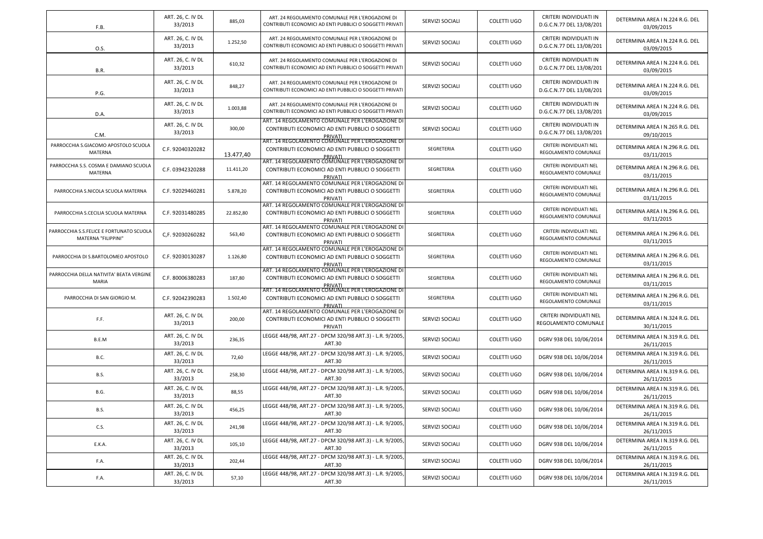| | | | | | | | |
|---|---|---|---|---|---|---|---|
| F.B. | ART. 26, C. IV DL 33/2013 | 885,03 | ART. 24 REGOLAMENTO COMUNALE PER L'EROGAZIONE DI CONTRIBUTI ECONOMICI AD ENTI PUBBLICI O SOGGETTI PRIVATI | SERVIZI SOCIALI | COLETTI UGO | CRITERI INDIVIDUATI IN D.G.C.N.77 DEL 13/08/201 | DETERMINA AREA I N.224 R.G. DEL 03/09/2015 |
| O.S. | ART. 26, C. IV DL 33/2013 | 1.252,50 | ART. 24 REGOLAMENTO COMUNALE PER L'EROGAZIONE DI CONTRIBUTI ECONOMICI AD ENTI PUBBLICI O SOGGETTI PRIVATI | SERVIZI SOCIALI | COLETTI UGO | CRITERI INDIVIDUATI IN D.G.C.N.77 DEL 13/08/201 | DETERMINA AREA I N.224 R.G. DEL 03/09/2015 |
| B.R. | ART. 26, C. IV DL 33/2013 | 610,32 | ART. 24 REGOLAMENTO COMUNALE PER L'EROGAZIONE DI CONTRIBUTI ECONOMICI AD ENTI PUBBLICI O SOGGETTI PRIVATI | SERVIZI SOCIALI | COLETTI UGO | CRITERI INDIVIDUATI IN D.G.C.N.77 DEL 13/08/201 | DETERMINA AREA I N.224 R.G. DEL 03/09/2015 |
| P.G. | ART. 26, C. IV DL 33/2013 | 848,27 | ART. 24 REGOLAMENTO COMUNALE PER L'EROGAZIONE DI CONTRIBUTI ECONOMICI AD ENTI PUBBLICI O SOGGETTI PRIVATI | SERVIZI SOCIALI | COLETTI UGO | CRITERI INDIVIDUATI IN D.G.C.N.77 DEL 13/08/201 | DETERMINA AREA I N.224 R.G. DEL 03/09/2015 |
| D.A. | ART. 26, C. IV DL 33/2013 | 1.003,88 | ART. 24 REGOLAMENTO COMUNALE PER L'EROGAZIONE DI CONTRIBUTI ECONOMICI AD ENTI PUBBLICI O SOGGETTI PRIVATI | SERVIZI SOCIALI | COLETTI UGO | CRITERI INDIVIDUATI IN D.G.C.N.77 DEL 13/08/201 | DETERMINA AREA I N.224 R.G. DEL 03/09/2015 |
| C.M. | ART. 26, C. IV DL 33/2013 | 300,00 | ART. 14 REGOLAMENTO COMUNALE PER L'EROGAZIONE DI CONTRIBUTI ECONOMICI AD ENTI PUBBLICI O SOGGETTI PRIVATI | SERVIZI SOCIALI | COLETTI UGO | CRITERI INDIVIDUATI IN D.G.C.N.77 DEL 13/08/201 | DETERMINA AREA I N.265 R.G. DEL 09/10/2015 |
| PARROCCHIA S.GIACOMO APOSTOLO SCUOLA MATERNA | C.F. 92040320282 | 13.477,40 | ART. 14 REGOLAMENTO COMUNALE PER L'EROGAZIONE DI CONTRIBUTI ECONOMICI AD ENTI PUBBLICI O SOGGETTI PRIVATI | SEGRETERIA | COLETTI UGO | CRITERI INDIVIDUATI NEL REGOLAMENTO COMUNALE | DETERMINA AREA I N.296 R.G. DEL 03/11/2015 |
| PARROCCHIA S.S. COSMA E DAMIANO SCUOLA MATERNA | C.F. 03942320288 | 11.411,20 | ART. 14 REGOLAMENTO COMUNALE PER L'EROGAZIONE DI CONTRIBUTI ECONOMICI AD ENTI PUBBLICI O SOGGETTI PRIVATI | SEGRETERIA | COLETTI UGO | CRITERI INDIVIDUATI NEL REGOLAMENTO COMUNALE | DETERMINA AREA I N.296 R.G. DEL 03/11/2015 |
| PARROCCHIA S.NICOLA SCUOLA MATERNA | C.F. 92029460281 | 5.878,20 | ART. 14 REGOLAMENTO COMUNALE PER L'EROGAZIONE DI CONTRIBUTI ECONOMICI AD ENTI PUBBLICI O SOGGETTI PRIVATI | SEGRETERIA | COLETTI UGO | CRITERI INDIVIDUATI NEL REGOLAMENTO COMUNALE | DETERMINA AREA I N.296 R.G. DEL 03/11/2015 |
| PARROCCHIA S.CECILIA SCUOLA MATERNA | C.F. 92031480285 | 22.852,80 | ART. 14 REGOLAMENTO COMUNALE PER L'EROGAZIONE DI CONTRIBUTI ECONOMICI AD ENTI PUBBLICI O SOGGETTI PRIVATI | SEGRETERIA | COLETTI UGO | CRITERI INDIVIDUATI NEL REGOLAMENTO COMUNALE | DETERMINA AREA I N.296 R.G. DEL 03/11/2015 |
| PARROCCHIA S.S.FELICE E FORTUNATO SCUOLA MATERNA "FILIPPINI" | C,F. 92030260282 | 563,40 | ART. 14 REGOLAMENTO COMUNALE PER L'EROGAZIONE DI CONTRIBUTI ECONOMICI AD ENTI PUBBLICI O SOGGETTI PRIVATI | SEGRETERIA | COLETTI UGO | CRITERI INDIVIDUATI NEL REGOLAMENTO COMUNALE | DETERMINA AREA I N.296 R.G. DEL 03/11/2015 |
| PARROCCHIA DI S.BARTOLOMEO APOSTOLO | C.F. 92030130287 | 1.126,80 | ART. 14 REGOLAMENTO COMUNALE PER L'EROGAZIONE DI CONTRIBUTI ECONOMICI AD ENTI PUBBLICI O SOGGETTI PRIVATI | SEGRETERIA | COLETTI UGO | CRITERI INDIVIDUATI NEL REGOLAMENTO COMUNALE | DETERMINA AREA I N.296 R.G. DEL 03/11/2015 |
| PARROCCHIA DELLA NATIVITA' BEATA VERGINE MARIA | C.F. 80006380283 | 187,80 | ART. 14 REGOLAMENTO COMUNALE PER L'EROGAZIONE DI CONTRIBUTI ECONOMICI AD ENTI PUBBLICI O SOGGETTI PRIVATI | SEGRETERIA | COLETTI UGO | CRITERI INDIVIDUATI NEL REGOLAMENTO COMUNALE | DETERMINA AREA I N.296 R.G. DEL 03/11/2015 |
| PARROCCHIA DI SAN GIORGIO M. | C.F. 92042390283 | 1.502,40 | ART. 14 REGOLAMENTO COMUNALE PER L'EROGAZIONE DI CONTRIBUTI ECONOMICI AD ENTI PUBBLICI O SOGGETTI PRIVATI | SEGRETERIA | COLETTI UGO | CRITERI INDIVIDUATI NEL REGOLAMENTO COMUNALE | DETERMINA AREA I N.296 R.G. DEL 03/11/2015 |
| F.F. | ART. 26, C. IV DL 33/2013 | 200,00 | ART. 14 REGOLAMENTO COMUNALE PER L'EROGAZIONE DI CONTRIBUTI ECONOMICI AD ENTI PUBBLICI O SOGGETTI PRIVATI | SERVIZI SOCIALI | COLETTI UGO | CRITERI INDIVIDUATI NEL REGOLAMENTO COMUNALE | DETERMINA AREA I N.324 R.G. DEL 30/11/2015 |
| B.E.M | ART. 26, C. IV DL 33/2013 | 236,35 | LEGGE 448/98, ART.27 - DPCM 320/98 ART.3) - L.R. 9/2005, ART.30 | SERVIZI SOCIALI | COLETTI UGO | DGRV 938 DEL 10/06/2014 | DETERMINA AREA I N.319 R.G. DEL 26/11/2015 |
| B.C. | ART. 26, C. IV DL 33/2013 | 72,60 | LEGGE 448/98, ART.27 - DPCM 320/98 ART.3) - L.R. 9/2005, ART.30 | SERVIZI SOCIALI | COLETTI UGO | DGRV 938 DEL 10/06/2014 | DETERMINA AREA I N.319 R.G. DEL 26/11/2015 |
| B.S. | ART. 26, C. IV DL 33/2013 | 258,30 | LEGGE 448/98, ART.27 - DPCM 320/98 ART.3) - L.R. 9/2005, ART.30 | SERVIZI SOCIALI | COLETTI UGO | DGRV 938 DEL 10/06/2014 | DETERMINA AREA I N.319 R.G. DEL 26/11/2015 |
| B.G. | ART. 26, C. IV DL 33/2013 | 88,55 | LEGGE 448/98, ART.27 - DPCM 320/98 ART.3) - L.R. 9/2005, ART.30 | SERVIZI SOCIALI | COLETTI UGO | DGRV 938 DEL 10/06/2014 | DETERMINA AREA I N.319 R.G. DEL 26/11/2015 |
| B.S. | ART. 26, C. IV DL 33/2013 | 456,25 | LEGGE 448/98, ART.27 - DPCM 320/98 ART.3) - L.R. 9/2005, ART.30 | SERVIZI SOCIALI | COLETTI UGO | DGRV 938 DEL 10/06/2014 | DETERMINA AREA I N.319 R.G. DEL 26/11/2015 |
| C.S. | ART. 26, C. IV DL 33/2013 | 241,98 | LEGGE 448/98, ART.27 - DPCM 320/98 ART.3) - L.R. 9/2005, ART.30 | SERVIZI SOCIALI | COLETTI UGO | DGRV 938 DEL 10/06/2014 | DETERMINA AREA I N.319 R.G. DEL 26/11/2015 |
| E.K.A. | ART. 26, C. IV DL 33/2013 | 105,10 | LEGGE 448/98, ART.27 - DPCM 320/98 ART.3) - L.R. 9/2005, ART.30 | SERVIZI SOCIALI | COLETTI UGO | DGRV 938 DEL 10/06/2014 | DETERMINA AREA I N.319 R.G. DEL 26/11/2015 |
| F.A. | ART. 26, C. IV DL 33/2013 | 202,44 | LEGGE 448/98, ART.27 - DPCM 320/98 ART.3) - L.R. 9/2005, ART.30 | SERVIZI SOCIALI | COLETTI UGO | DGRV 938 DEL 10/06/2014 | DETERMINA AREA I N.319 R.G. DEL 26/11/2015 |
| F.A. | ART. 26, C. IV DL 33/2013 | 57,10 | LEGGE 448/98, ART.27 - DPCM 320/98 ART.3) - L.R. 9/2005, ART.30 | SERVIZI SOCIALI | COLETTI UGO | DGRV 938 DEL 10/06/2014 | DETERMINA AREA I N.319 R.G. DEL 26/11/2015 |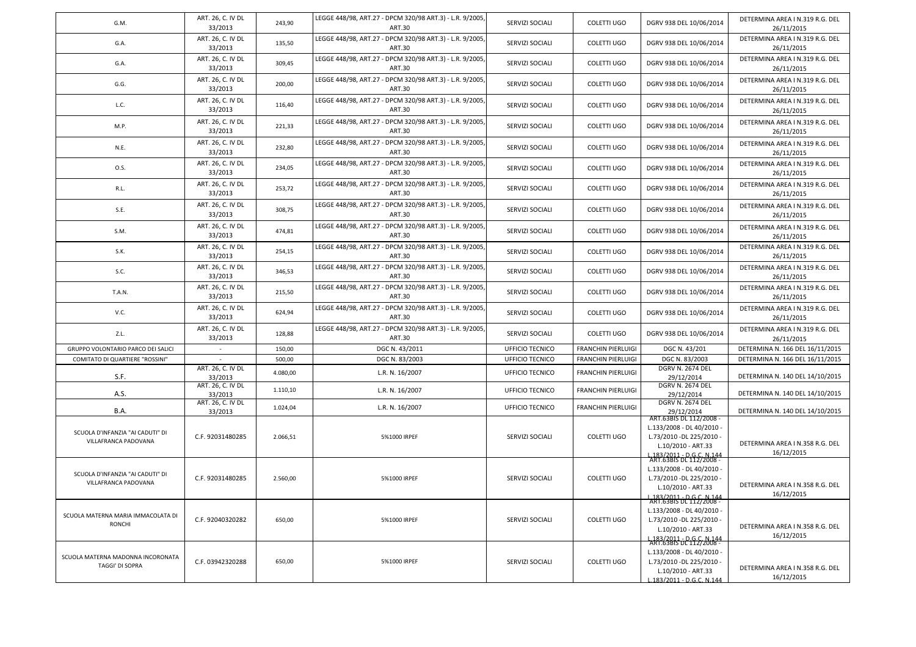| | | | | | | | |
|---|---|---|---|---|---|---|---|
| G.M. | ART. 26, C. IV DL 33/2013 | 243,90 | LEGGE 448/98, ART.27 - DPCM 320/98 ART.3) - L.R. 9/2005, ART.30 | SERVIZI SOCIALI | COLETTI UGO | DGRV 938 DEL 10/06/2014 | DETERMINA AREA I N.319 R.G. DEL 26/11/2015 |
| G.A. | ART. 26, C. IV DL 33/2013 | 135,50 | LEGGE 448/98, ART.27 - DPCM 320/98 ART.3) - L.R. 9/2005, ART.30 | SERVIZI SOCIALI | COLETTI UGO | DGRV 938 DEL 10/06/2014 | DETERMINA AREA I N.319 R.G. DEL 26/11/2015 |
| G.A. | ART. 26, C. IV DL 33/2013 | 309,45 | LEGGE 448/98, ART.27 - DPCM 320/98 ART.3) - L.R. 9/2005, ART.30 | SERVIZI SOCIALI | COLETTI UGO | DGRV 938 DEL 10/06/2014 | DETERMINA AREA I N.319 R.G. DEL 26/11/2015 |
| G.G. | ART. 26, C. IV DL 33/2013 | 200,00 | LEGGE 448/98, ART.27 - DPCM 320/98 ART.3) - L.R. 9/2005, ART.30 | SERVIZI SOCIALI | COLETTI UGO | DGRV 938 DEL 10/06/2014 | DETERMINA AREA I N.319 R.G. DEL 26/11/2015 |
| L.C. | ART. 26, C. IV DL 33/2013 | 116,40 | LEGGE 448/98, ART.27 - DPCM 320/98 ART.3) - L.R. 9/2005, ART.30 | SERVIZI SOCIALI | COLETTI UGO | DGRV 938 DEL 10/06/2014 | DETERMINA AREA I N.319 R.G. DEL 26/11/2015 |
| M.P. | ART. 26, C. IV DL 33/2013 | 221,33 | LEGGE 448/98, ART.27 - DPCM 320/98 ART.3) - L.R. 9/2005, ART.30 | SERVIZI SOCIALI | COLETTI UGO | DGRV 938 DEL 10/06/2014 | DETERMINA AREA I N.319 R.G. DEL 26/11/2015 |
| N.E. | ART. 26, C. IV DL 33/2013 | 232,80 | LEGGE 448/98, ART.27 - DPCM 320/98 ART.3) - L.R. 9/2005, ART.30 | SERVIZI SOCIALI | COLETTI UGO | DGRV 938 DEL 10/06/2014 | DETERMINA AREA I N.319 R.G. DEL 26/11/2015 |
| O.S. | ART. 26, C. IV DL 33/2013 | 234,05 | LEGGE 448/98, ART.27 - DPCM 320/98 ART.3) - L.R. 9/2005, ART.30 | SERVIZI SOCIALI | COLETTI UGO | DGRV 938 DEL 10/06/2014 | DETERMINA AREA I N.319 R.G. DEL 26/11/2015 |
| R.L. | ART. 26, C. IV DL 33/2013 | 253,72 | LEGGE 448/98, ART.27 - DPCM 320/98 ART.3) - L.R. 9/2005, ART.30 | SERVIZI SOCIALI | COLETTI UGO | DGRV 938 DEL 10/06/2014 | DETERMINA AREA I N.319 R.G. DEL 26/11/2015 |
| S.E. | ART. 26, C. IV DL 33/2013 | 308,75 | LEGGE 448/98, ART.27 - DPCM 320/98 ART.3) - L.R. 9/2005, ART.30 | SERVIZI SOCIALI | COLETTI UGO | DGRV 938 DEL 10/06/2014 | DETERMINA AREA I N.319 R.G. DEL 26/11/2015 |
| S.M. | ART. 26, C. IV DL 33/2013 | 474,81 | LEGGE 448/98, ART.27 - DPCM 320/98 ART.3) - L.R. 9/2005, ART.30 | SERVIZI SOCIALI | COLETTI UGO | DGRV 938 DEL 10/06/2014 | DETERMINA AREA I N.319 R.G. DEL 26/11/2015 |
| S.K. | ART. 26, C. IV DL 33/2013 | 254,15 | LEGGE 448/98, ART.27 - DPCM 320/98 ART.3) - L.R. 9/2005, ART.30 | SERVIZI SOCIALI | COLETTI UGO | DGRV 938 DEL 10/06/2014 | DETERMINA AREA I N.319 R.G. DEL 26/11/2015 |
| S.C. | ART. 26, C. IV DL 33/2013 | 346,53 | LEGGE 448/98, ART.27 - DPCM 320/98 ART.3) - L.R. 9/2005, ART.30 | SERVIZI SOCIALI | COLETTI UGO | DGRV 938 DEL 10/06/2014 | DETERMINA AREA I N.319 R.G. DEL 26/11/2015 |
| T.A.N. | ART. 26, C. IV DL 33/2013 | 215,50 | LEGGE 448/98, ART.27 - DPCM 320/98 ART.3) - L.R. 9/2005, ART.30 | SERVIZI SOCIALI | COLETTI UGO | DGRV 938 DEL 10/06/2014 | DETERMINA AREA I N.319 R.G. DEL 26/11/2015 |
| V.C. | ART. 26, C. IV DL 33/2013 | 624,94 | LEGGE 448/98, ART.27 - DPCM 320/98 ART.3) - L.R. 9/2005, ART.30 | SERVIZI SOCIALI | COLETTI UGO | DGRV 938 DEL 10/06/2014 | DETERMINA AREA I N.319 R.G. DEL 26/11/2015 |
| Z.L. | ART. 26, C. IV DL 33/2013 | 128,88 | LEGGE 448/98, ART.27 - DPCM 320/98 ART.3) - L.R. 9/2005, ART.30 | SERVIZI SOCIALI | COLETTI UGO | DGRV 938 DEL 10/06/2014 | DETERMINA AREA I N.319 R.G. DEL 26/11/2015 |
| GRUPPO VOLONTARIO PARCO DEI SALICI | - | 150,00 | DGC N. 43/2011 | UFFICIO TECNICO | FRANCHIN PIERLUIGI | DGC N. 43/201 | DETERMINA N. 166 DEL 16/11/2015 |
| COMITATO DI QUARTIERE "ROSSINI" | - | 500,00 | DGC N. 83/2003 | UFFICIO TECNICO | FRANCHIN PIERLUIGI | DGC N. 83/2003 | DETERMINA N. 166 DEL 16/11/2015 |
| S.F. | ART. 26, C. IV DL 33/2013 | 4.080,00 | L.R. N. 16/2007 | UFFICIO TECNICO | FRANCHIN PIERLUIGI | DGRV N. 2674 DEL 29/12/2014 | DETERMINA N. 140 DEL 14/10/2015 |
| A.S. | ART. 26, C. IV DL 33/2013 | 1.110,10 | L.R. N. 16/2007 | UFFICIO TECNICO | FRANCHIN PIERLUIGI | DGRV N. 2674 DEL 29/12/2014 | DETERMINA N. 140 DEL 14/10/2015 |
| B.A. | ART. 26, C. IV DL 33/2013 | 1.024,04 | L.R. N. 16/2007 | UFFICIO TECNICO | FRANCHIN PIERLUIGI | DGRV N. 2674 DEL 29/12/2014 | DETERMINA N. 140 DEL 14/10/2015 |
| SCUOLA D'INFANZIA "AI CADUTI" DI VILLAFRANCA PADOVANA | C.F. 92031480285 | 2.066,51 | 5%1000 IRPEF | SERVIZI SOCIALI | COLETTI UGO | ART.63BIS DL 112/2008 - L.133/2008 - DL 40/2010 - L.73/2010 -DL 225/2010 - L.10/2010 - ART.33 L.183/2011 - D.G.C. N.144 | DETERMINA AREA I N.358 R.G. DEL 16/12/2015 |
| SCUOLA D'INFANZIA "AI CADUTI" DI VILLAFRANCA PADOVANA | C.F. 92031480285 | 2.560,00 | 5%1000 IRPEF | SERVIZI SOCIALI | COLETTI UGO | ART.63BIS DL 112/2008 - L.133/2008 - DL 40/2010 - L.73/2010 -DL 225/2010 - L.10/2010 - ART.33 L.183/2011 - D.G.C. N.144 | DETERMINA AREA I N.358 R.G. DEL 16/12/2015 |
| SCUOLA MATERNA MARIA IMMACOLATA DI RONCHI | C.F. 92040320282 | 650,00 | 5%1000 IRPEF | SERVIZI SOCIALI | COLETTI UGO | ART.63BIS DL 112/2008 - L.133/2008 - DL 40/2010 - L.73/2010 -DL 225/2010 - L.10/2010 - ART.33 L.183/2011 - D.G.C. N.144 | DETERMINA AREA I N.358 R.G. DEL 16/12/2015 |
| SCUOLA MATERNA MADONNA INCORONATA TAGGI' DI SOPRA | C.F. 03942320288 | 650,00 | 5%1000 IRPEF | SERVIZI SOCIALI | COLETTI UGO | ART.63BIS DL 112/2008 - L.133/2008 - DL 40/2010 - L.73/2010 -DL 225/2010 - L.10/2010 - ART.33 L.183/2011 - D.G.C. N.144 | DETERMINA AREA I N.358 R.G. DEL 16/12/2015 |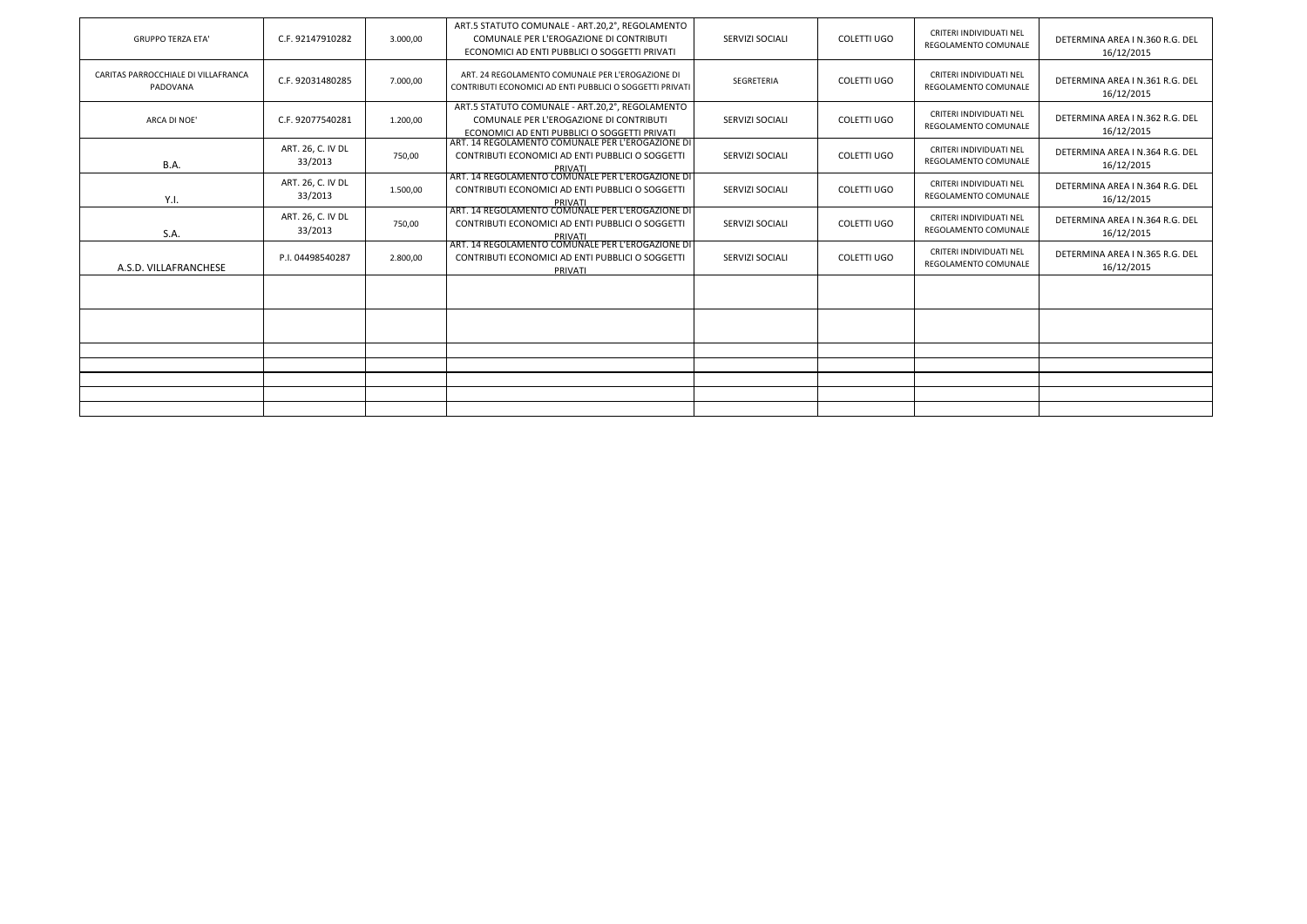| | | | | | | | |
|---|---|---|---|---|---|---|---|
| GRUPPO TERZA ETA' | C.F. 92147910282 | 3.000,00 | ART.5 STATUTO COMUNALE - ART.20,2°, REGOLAMENTO COMUNALE PER L'EROGAZIONE DI CONTRIBUTI ECONOMICI AD ENTI PUBBLICI O SOGGETTI PRIVATI | SERVIZI SOCIALI | COLETTI UGO | CRITERI INDIVIDUATI NEL REGOLAMENTO COMUNALE | DETERMINA AREA I N.360 R.G. DEL 16/12/2015 |
| CARITAS PARROCCHIALE DI VILLAFRANCA PADOVANA | C.F. 92031480285 | 7.000,00 | ART. 24 REGOLAMENTO COMUNALE PER L'EROGAZIONE DI CONTRIBUTI ECONOMICI AD ENTI PUBBLICI O SOGGETTI PRIVATI | SEGRETERIA | COLETTI UGO | CRITERI INDIVIDUATI NEL REGOLAMENTO COMUNALE | DETERMINA AREA I N.361 R.G. DEL 16/12/2015 |
| ARCA DI NOE' | C.F. 92077540281 | 1.200,00 | ART.5 STATUTO COMUNALE - ART.20,2°, REGOLAMENTO COMUNALE PER L'EROGAZIONE DI CONTRIBUTI ECONOMICI AD ENTI PUBBLICI O SOGGETTI PRIVATI | SERVIZI SOCIALI | COLETTI UGO | CRITERI INDIVIDUATI NEL REGOLAMENTO COMUNALE | DETERMINA AREA I N.362 R.G. DEL 16/12/2015 |
| B.A. | ART. 26, C. IV DL 33/2013 | 750,00 | ART. 14 REGOLAMENTO COMUNALE PER L'EROGAZIONE DI CONTRIBUTI ECONOMICI AD ENTI PUBBLICI O SOGGETTI PRIVATI | SERVIZI SOCIALI | COLETTI UGO | CRITERI INDIVIDUATI NEL REGOLAMENTO COMUNALE | DETERMINA AREA I N.364 R.G. DEL 16/12/2015 |
| Y.I. | ART. 26, C. IV DL 33/2013 | 1.500,00 | ART. 14 REGOLAMENTO COMUNALE PER L'EROGAZIONE DI CONTRIBUTI ECONOMICI AD ENTI PUBBLICI O SOGGETTI PRIVATI | SERVIZI SOCIALI | COLETTI UGO | CRITERI INDIVIDUATI NEL REGOLAMENTO COMUNALE | DETERMINA AREA I N.364 R.G. DEL 16/12/2015 |
| S.A. | ART. 26, C. IV DL 33/2013 | 750,00 | ART. 14 REGOLAMENTO COMUNALE PER L'EROGAZIONE DI CONTRIBUTI ECONOMICI AD ENTI PUBBLICI O SOGGETTI PRIVATI | SERVIZI SOCIALI | COLETTI UGO | CRITERI INDIVIDUATI NEL REGOLAMENTO COMUNALE | DETERMINA AREA I N.364 R.G. DEL 16/12/2015 |
| A.S.D. VILLAFRANCHESE | P.I. 04498540287 | 2.800,00 | ART. 14 REGOLAMENTO COMUNALE PER L'EROGAZIONE DI CONTRIBUTI ECONOMICI AD ENTI PUBBLICI O SOGGETTI PRIVATI | SERVIZI SOCIALI | COLETTI UGO | CRITERI INDIVIDUATI NEL REGOLAMENTO COMUNALE | DETERMINA AREA I N.365 R.G. DEL 16/12/2015 |
| | | | | | | | |
| | | | | | | | |
| | | | | | | | |
| | | | | | | | |
| | | | | | | | |
| | | | | | | | |
| | | | | | | | |